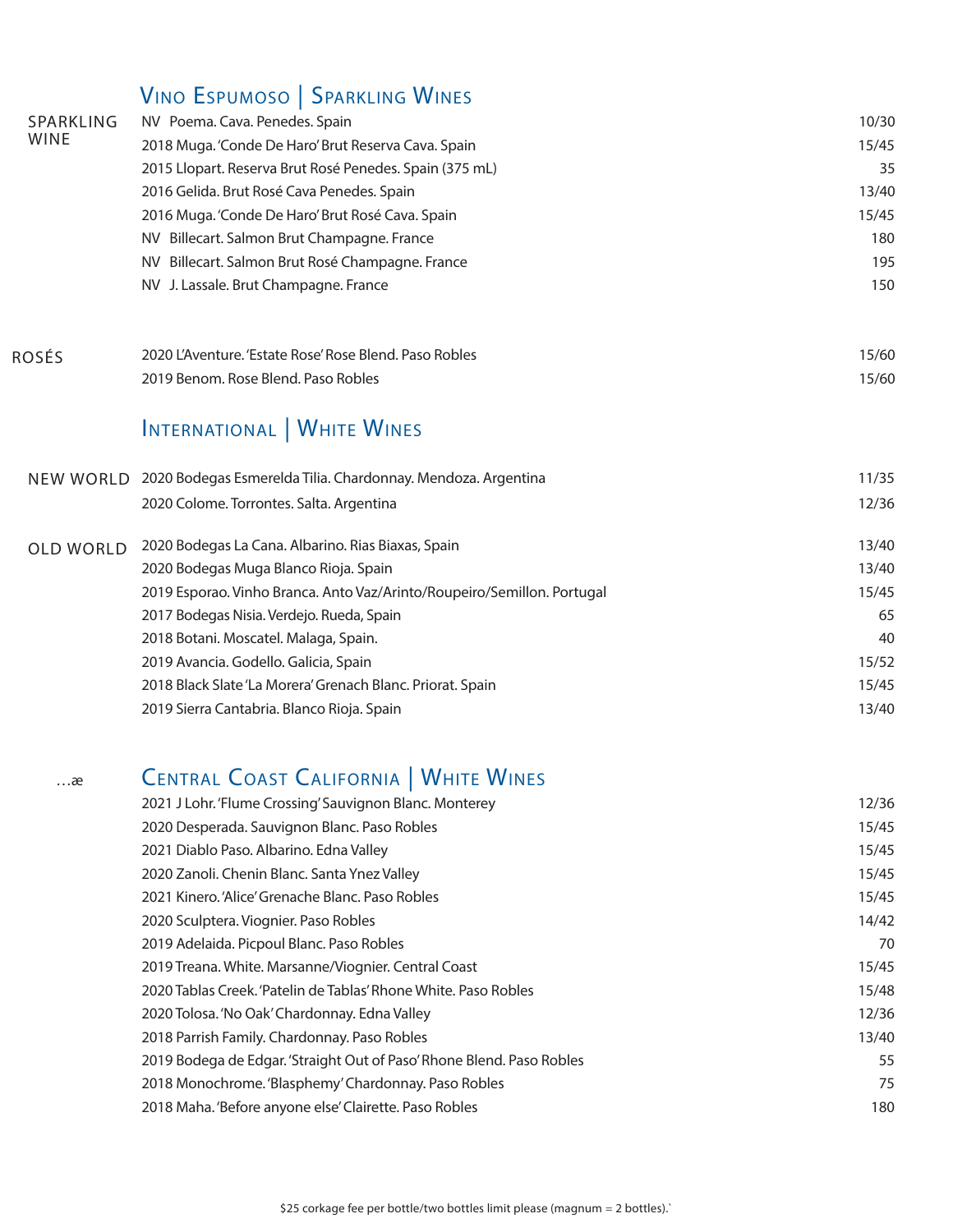## Vino Espumoso | Sparkling Wines

| | | |
|---|---|---|
| SPARKLING WINE | NV Poema. Cava. Penedes. Spain | 10/30 |
| | 2018 Muga. 'Conde De Haro' Brut Reserva Cava. Spain | 15/45 |
| | 2015 Llopart. Reserva Brut Rosé Penedes. Spain (375 mL) | 35 |
| | 2016 Gelida. Brut Rosé Cava Penedes. Spain | 13/40 |
| | 2016 Muga. 'Conde De Haro' Brut Rosé Cava. Spain | 15/45 |
| | NV Billecart. Salmon Brut Champagne. France | 180 |
| | NV Billecart. Salmon Brut Rosé Champagne. France | 195 |
| | NV J. Lassale. Brut Champagne. France | 150 |
| ROSÉS | 2020 L'Aventure. 'Estate Rose' Rose Blend. Paso Robles | 15/60 |
| | 2019 Benom. Rose Blend. Paso Robles | 15/60 |

## International | White Wines

| | | |
|---|---|---|
| NEW WORLD | 2020 Bodegas Esmerelda Tilia. Chardonnay. Mendoza. Argentina | 11/35 |
| | 2020 Colome. Torrontes. Salta. Argentina | 12/36 |
| OLD WORLD | 2020 Bodegas La Cana. Albarino. Rias Biaxas, Spain | 13/40 |
| | 2020 Bodegas Muga Blanco Rioja. Spain | 13/40 |
| | 2019 Esporao. Vinho Branca. Anto Vaz/Arinto/Roupeiro/Semillon. Portugal | 15/45 |
| | 2017 Bodegas Nisia. Verdejo. Rueda, Spain | 65 |
| | 2018 Botani. Moscatel. Malaga, Spain. | 40 |
| | 2019 Avancia. Godello. Galicia, Spain | 15/52 |
| | 2018 Black Slate 'La Morera' Grenach Blanc. Priorat. Spain | 15/45 |
| | 2019 Sierra Cantabria. Blanco Rioja. Spain | 13/40 |

…æ

## Central Coast California | White Wines

| | |
|---|---|
| 2021 J Lohr. 'Flume Crossing' Sauvignon Blanc. Monterey | 12/36 |
| 2020 Desperada. Sauvignon Blanc. Paso Robles | 15/45 |
| 2021 Diablo Paso. Albarino. Edna Valley | 15/45 |
| 2020 Zanoli. Chenin Blanc. Santa Ynez Valley | 15/45 |
| 2021 Kinero. 'Alice' Grenache Blanc. Paso Robles | 15/45 |
| 2020 Sculptera. Viognier. Paso Robles | 14/42 |
| 2019 Adelaida. Picpoul Blanc. Paso Robles | 70 |
| 2019 Treana. White. Marsanne/Viognier. Central Coast | 15/45 |
| 2020 Tablas Creek. 'Patelin de Tablas' Rhone White. Paso Robles | 15/48 |
| 2020 Tolosa. 'No Oak' Chardonnay. Edna Valley | 12/36 |
| 2018 Parrish Family. Chardonnay. Paso Robles | 13/40 |
| 2019 Bodega de Edgar. 'Straight Out of Paso' Rhone Blend. Paso Robles | 55 |
| 2018 Monochrome. 'Blasphemy' Chardonnay. Paso Robles | 75 |
| 2018 Maha. 'Before anyone else' Clairette. Paso Robles | 180 |

$25 corkage fee per bottle/two bottles limit please (magnum = 2 bottles).`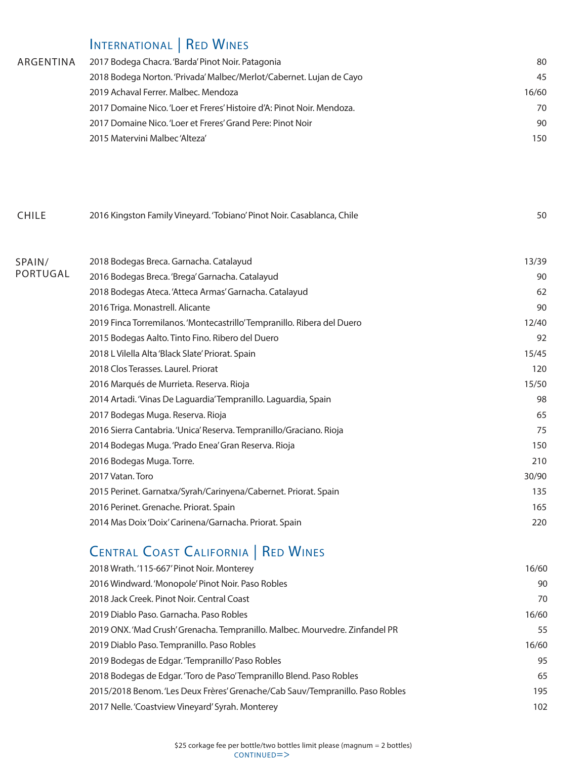## International | Red Wines

### ARGENTINA

| Wine | Price |
|---|---|
| 2017 Bodega Chacra. 'Barda' Pinot Noir. Patagonia | 80 |
| 2018 Bodega Norton. 'Privada' Malbec/Merlot/Cabernet. Lujan de Cayo | 45 |
| 2019 Achaval Ferrer. Malbec. Mendoza | 16/60 |
| 2017 Domaine Nico. 'Loer et Freres' Histoire d'A: Pinot Noir. Mendoza. | 70 |
| 2017 Domaine Nico. 'Loer et Freres' Grand Pere: Pinot Noir | 90 |
| 2015 Matervini Malbec 'Alteza' | 150 |

### CHILE

| Wine | Price |
|---|---|
| 2016 Kingston Family Vineyard. 'Tobiano' Pinot Noir. Casablanca, Chile | 50 |

### SPAIN/ PORTUGAL

| Wine | Price |
|---|---|
| 2018 Bodegas Breca. Garnacha. Catalayud | 13/39 |
| 2016 Bodegas Breca. 'Brega' Garnacha. Catalayud | 90 |
| 2018 Bodegas Ateca. 'Atteca Armas' Garnacha. Catalayud | 62 |
| 2016 Triga. Monastrell. Alicante | 90 |
| 2019 Finca Torremilanos. 'Montecastrillo' Tempranillo. Ribera del Duero | 12/40 |
| 2015 Bodegas Aalto. Tinto Fino. Ribero del Duero | 92 |
| 2018 L Vilella Alta 'Black Slate' Priorat. Spain | 15/45 |
| 2018 Clos Terasses. Laurel. Priorat | 120 |
| 2016 Marqués de Murrieta. Reserva. Rioja | 15/50 |
| 2014 Artadi. 'Vinas De Laguardia' Tempranillo. Laguardia, Spain | 98 |
| 2017 Bodegas Muga. Reserva. Rioja | 65 |
| 2016 Sierra Cantabria. 'Unica' Reserva. Tempranillo/Graciano. Rioja | 75 |
| 2014 Bodegas Muga. 'Prado Enea' Gran Reserva. Rioja | 150 |
| 2016 Bodegas Muga. Torre. | 210 |
| 2017 Vatan. Toro | 30/90 |
| 2015 Perinet. Garnatxa/Syrah/Carinyena/Cabernet. Priorat. Spain | 135 |
| 2016 Perinet. Grenache. Priorat. Spain | 165 |
| 2014 Mas Doix 'Doix' Carinena/Garnacha. Priorat. Spain | 220 |

## Central Coast California | Red Wines

| Wine | Price |
|---|---|
| 2018 Wrath. '115-667' Pinot Noir. Monterey | 16/60 |
| 2016 Windward. 'Monopole' Pinot Noir. Paso Robles | 90 |
| 2018 Jack Creek. Pinot Noir. Central Coast | 70 |
| 2019 Diablo Paso. Garnacha. Paso Robles | 16/60 |
| 2019 ONX. 'Mad Crush' Grenacha. Tempranillo. Malbec. Mourvedre. Zinfandel PR | 55 |
| 2019 Diablo Paso. Tempranillo. Paso Robles | 16/60 |
| 2019 Bodegas de Edgar. 'Tempranillo' Paso Robles | 95 |
| 2018 Bodegas de Edgar. 'Toro de Paso' Tempranillo Blend. Paso Robles | 65 |
| 2015/2018 Benom. 'Les Deux Frères' Grenache/Cab Sauv/Tempranillo. Paso Robles | 195 |
| 2017 Nelle. 'Coastview Vineyard' Syrah. Monterey | 102 |

$25 corkage fee per bottle/two bottles limit please (magnum = 2 bottles)

CONTINUED=>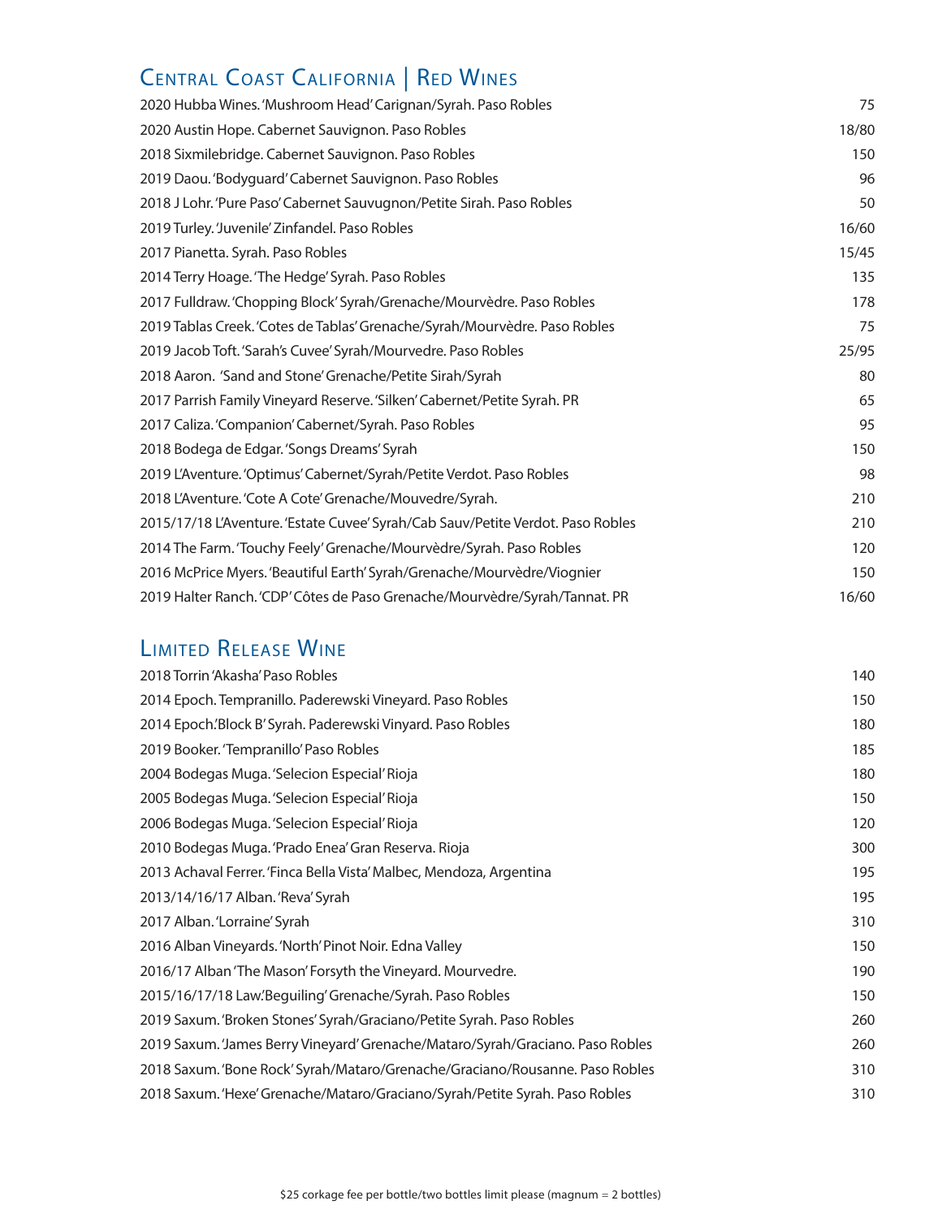## Central Coast California | Red Wines

| | |
|---|---|
| 2020 Hubba Wines. 'Mushroom Head' Carignan/Syrah. Paso Robles | 75 |
| 2020 Austin Hope. Cabernet Sauvignon. Paso Robles | 18/80 |
| 2018 Sixmilebridge. Cabernet Sauvignon. Paso Robles | 150 |
| 2019 Daou. 'Bodyguard' Cabernet Sauvignon. Paso Robles | 96 |
| 2018 J Lohr. 'Pure Paso' Cabernet Sauvugnon/Petite Sirah. Paso Robles | 50 |
| 2019 Turley. 'Juvenile' Zinfandel. Paso Robles | 16/60 |
| 2017 Pianetta. Syrah. Paso Robles | 15/45 |
| 2014 Terry Hoage. 'The Hedge' Syrah. Paso Robles | 135 |
| 2017 Fulldraw. 'Chopping Block' Syrah/Grenache/Mourvèdre. Paso Robles | 178 |
| 2019 Tablas Creek. 'Cotes de Tablas' Grenache/Syrah/Mourvèdre. Paso Robles | 75 |
| 2019 Jacob Toft. 'Sarah's Cuvee' Syrah/Mourvedre. Paso Robles | 25/95 |
| 2018 Aaron. 'Sand and Stone' Grenache/Petite Sirah/Syrah | 80 |
| 2017 Parrish Family Vineyard Reserve. 'Silken' Cabernet/Petite Syrah. PR | 65 |
| 2017 Caliza. 'Companion' Cabernet/Syrah. Paso Robles | 95 |
| 2018 Bodega de Edgar. 'Songs Dreams' Syrah | 150 |
| 2019 L'Aventure. 'Optimus' Cabernet/Syrah/Petite Verdot. Paso Robles | 98 |
| 2018 L'Aventure. 'Cote A Cote' Grenache/Mouvedre/Syrah. | 210 |
| 2015/17/18 L'Aventure. 'Estate Cuvee' Syrah/Cab Sauv/Petite Verdot. Paso Robles | 210 |
| 2014 The Farm. 'Touchy Feely' Grenache/Mourvèdre/Syrah. Paso Robles | 120 |
| 2016 McPrice Myers. 'Beautiful Earth' Syrah/Grenache/Mourvèdre/Viognier | 150 |
| 2019 Halter Ranch. 'CDP' Côtes de Paso Grenache/Mourvèdre/Syrah/Tannat. PR | 16/60 |

## Limited Release Wine

| | |
|---|---|
| 2018 Torrin 'Akasha' Paso Robles | 140 |
| 2014 Epoch. Tempranillo. Paderewski Vineyard. Paso Robles | 150 |
| 2014 Epoch.'Block B' Syrah. Paderewski Vinyard. Paso Robles | 180 |
| 2019 Booker. 'Tempranillo' Paso Robles | 185 |
| 2004 Bodegas Muga. 'Selecion Especial' Rioja | 180 |
| 2005 Bodegas Muga. 'Selecion Especial' Rioja | 150 |
| 2006 Bodegas Muga. 'Selecion Especial' Rioja | 120 |
| 2010 Bodegas Muga. 'Prado Enea' Gran Reserva. Rioja | 300 |
| 2013 Achaval Ferrer. 'Finca Bella Vista' Malbec, Mendoza, Argentina | 195 |
| 2013/14/16/17 Alban. 'Reva' Syrah | 195 |
| 2017 Alban. 'Lorraine' Syrah | 310 |
| 2016 Alban Vineyards. 'North' Pinot Noir. Edna Valley | 150 |
| 2016/17 Alban 'The Mason' Forsyth the Vineyard. Mourvedre. | 190 |
| 2015/16/17/18 Law.'Beguiling' Grenache/Syrah. Paso Robles | 150 |
| 2019 Saxum. 'Broken Stones' Syrah/Graciano/Petite Syrah. Paso Robles | 260 |
| 2019 Saxum. 'James Berry Vineyard' Grenache/Mataro/Syrah/Graciano. Paso Robles | 260 |
| 2018 Saxum. 'Bone Rock' Syrah/Mataro/Grenache/Graciano/Rousanne. Paso Robles | 310 |
| 2018 Saxum. 'Hexe' Grenache/Mataro/Graciano/Syrah/Petite Syrah. Paso Robles | 310 |

$25 corkage fee per bottle/two bottles limit please (magnum = 2 bottles)